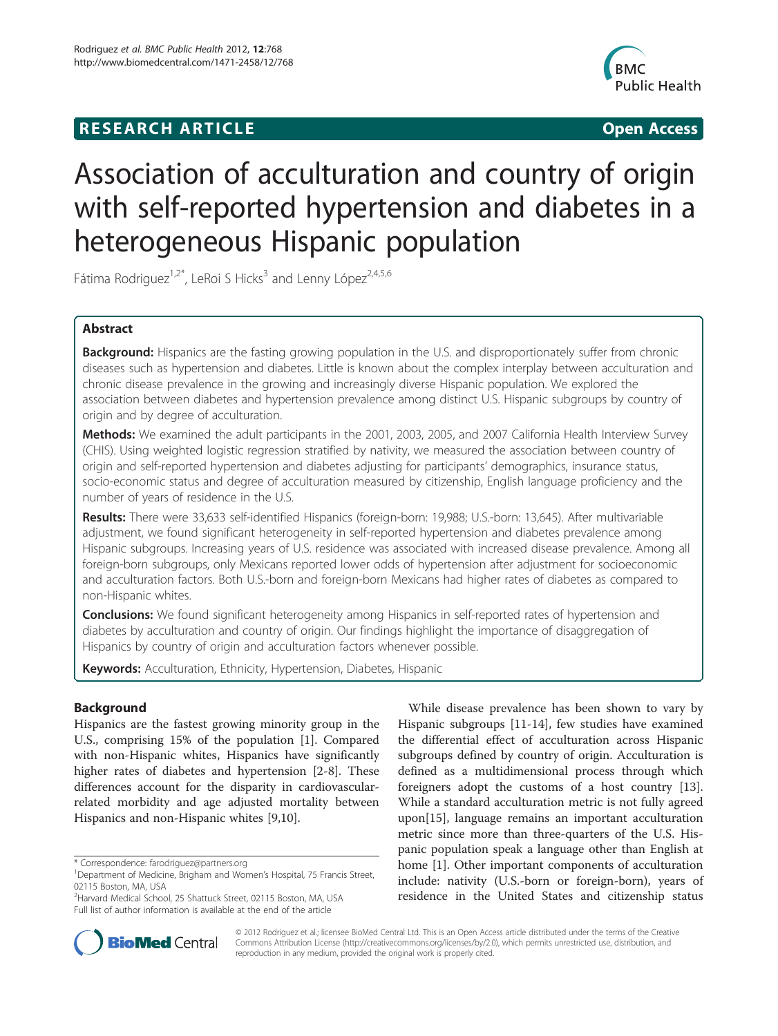**RESEARCH ARTICLE** **Open Access**

# Association of acculturation and country of origin with self-reported hypertension and diabetes in a heterogeneous Hispanic population

Fátima Rodriguez[1,2*], LeRoi S Hicks[3] and Lenny López[2,4,5,6]

## Abstract

**Background:** Hispanics are the fasting growing population in the U.S. and disproportionately suffer from chronic diseases such as hypertension and diabetes. Little is known about the complex interplay between acculturation and chronic disease prevalence in the growing and increasingly diverse Hispanic population. We explored the association between diabetes and hypertension prevalence among distinct U.S. Hispanic subgroups by country of origin and by degree of acculturation.

**Methods:** We examined the adult participants in the 2001, 2003, 2005, and 2007 California Health Interview Survey (CHIS). Using weighted logistic regression stratified by nativity, we measured the association between country of origin and self-reported hypertension and diabetes adjusting for participants' demographics, insurance status, socio-economic status and degree of acculturation measured by citizenship, English language proficiency and the number of years of residence in the U.S.

**Results:** There were 33,633 self-identified Hispanics (foreign-born: 19,988; U.S.-born: 13,645). After multivariable adjustment, we found significant heterogeneity in self-reported hypertension and diabetes prevalence among Hispanic subgroups. Increasing years of U.S. residence was associated with increased disease prevalence. Among all foreign-born subgroups, only Mexicans reported lower odds of hypertension after adjustment for socioeconomic and acculturation factors. Both U.S.-born and foreign-born Mexicans had higher rates of diabetes as compared to non-Hispanic whites.

**Conclusions:** We found significant heterogeneity among Hispanics in self-reported rates of hypertension and diabetes by acculturation and country of origin. Our findings highlight the importance of disaggregation of Hispanics by country of origin and acculturation factors whenever possible.

**Keywords:** Acculturation, Ethnicity, Hypertension, Diabetes, Hispanic

## Background

Hispanics are the fastest growing minority group in the U.S., comprising 15% of the population [1]. Compared with non-Hispanic whites, Hispanics have significantly higher rates of diabetes and hypertension [2-8]. These differences account for the disparity in cardiovascular-related morbidity and age adjusted mortality between Hispanics and non-Hispanic whites [9,10].

While disease prevalence has been shown to vary by Hispanic subgroups [11-14], few studies have examined the differential effect of acculturation across Hispanic subgroups defined by country of origin. Acculturation is defined as a multidimensional process through which foreigners adopt the customs of a host country [13]. While a standard acculturation metric is not fully agreed upon[15], language remains an important acculturation metric since more than three-quarters of the U.S. Hispanic population speak a language other than English at home [1]. Other important components of acculturation include: nativity (U.S.-born or foreign-born), years of residence in the United States and citizenship status

\* Correspondence: farodriguez@partners.org
[1]Department of Medicine, Brigham and Women's Hospital, 75 Francis Street, 02115 Boston, MA, USA
[2]Harvard Medical School, 25 Shattuck Street, 02115 Boston, MA, USA
Full list of author information is available at the end of the article

© 2012 Rodriguez et al.; licensee BioMed Central Ltd. This is an Open Access article distributed under the terms of the Creative Commons Attribution License (http://creativecommons.org/licenses/by/2.0), which permits unrestricted use, distribution, and reproduction in any medium, provided the original work is properly cited.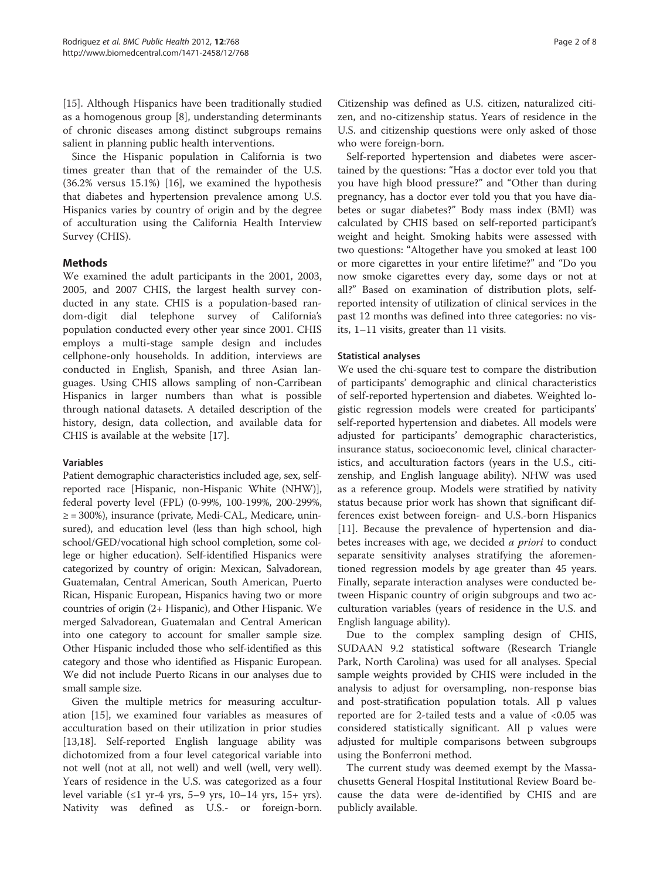[15]. Although Hispanics have been traditionally studied as a homogenous group [8], understanding determinants of chronic diseases among distinct subgroups remains salient in planning public health interventions.

Since the Hispanic population in California is two times greater than that of the remainder of the U.S. (36.2% versus 15.1%) [16], we examined the hypothesis that diabetes and hypertension prevalence among U.S. Hispanics varies by country of origin and by the degree of acculturation using the California Health Interview Survey (CHIS).

## Methods

We examined the adult participants in the 2001, 2003, 2005, and 2007 CHIS, the largest health survey conducted in any state. CHIS is a population-based random-digit dial telephone survey of California's population conducted every other year since 2001. CHIS employs a multi-stage sample design and includes cellphone-only households. In addition, interviews are conducted in English, Spanish, and three Asian languages. Using CHIS allows sampling of non-Carribean Hispanics in larger numbers than what is possible through national datasets. A detailed description of the history, design, data collection, and available data for CHIS is available at the website [17].

### Variables

Patient demographic characteristics included age, sex, self-reported race [Hispanic, non-Hispanic White (NHW)], federal poverty level (FPL) (0-99%, 100-199%, 200-299%, ≥ = 300%), insurance (private, Medi-CAL, Medicare, uninsured), and education level (less than high school, high school/GED/vocational high school completion, some college or higher education). Self-identified Hispanics were categorized by country of origin: Mexican, Salvadorean, Guatemalan, Central American, South American, Puerto Rican, Hispanic European, Hispanics having two or more countries of origin (2+ Hispanic), and Other Hispanic. We merged Salvadorean, Guatemalan and Central American into one category to account for smaller sample size. Other Hispanic included those who self-identified as this category and those who identified as Hispanic European. We did not include Puerto Ricans in our analyses due to small sample size.

Given the multiple metrics for measuring acculturation [15], we examined four variables as measures of acculturation based on their utilization in prior studies [13,18]. Self-reported English language ability was dichotomized from a four level categorical variable into not well (not at all, not well) and well (well, very well). Years of residence in the U.S. was categorized as a four level variable (≤1 yr-4 yrs, 5–9 yrs, 10–14 yrs, 15+ yrs). Nativity was defined as U.S.- or foreign-born. Citizenship was defined as U.S. citizen, naturalized citizen, and no-citizenship status. Years of residence in the U.S. and citizenship questions were only asked of those who were foreign-born.

Self-reported hypertension and diabetes were ascertained by the questions: "Has a doctor ever told you that you have high blood pressure?" and "Other than during pregnancy, has a doctor ever told you that you have diabetes or sugar diabetes?" Body mass index (BMI) was calculated by CHIS based on self-reported participant's weight and height. Smoking habits were assessed with two questions: "Altogether have you smoked at least 100 or more cigarettes in your entire lifetime?" and "Do you now smoke cigarettes every day, some days or not at all?" Based on examination of distribution plots, self-reported intensity of utilization of clinical services in the past 12 months was defined into three categories: no visits, 1–11 visits, greater than 11 visits.

### Statistical analyses

We used the chi-square test to compare the distribution of participants' demographic and clinical characteristics of self-reported hypertension and diabetes. Weighted logistic regression models were created for participants' self-reported hypertension and diabetes. All models were adjusted for participants' demographic characteristics, insurance status, socioeconomic level, clinical characteristics, and acculturation factors (years in the U.S., citizenship, and English language ability). NHW was used as a reference group. Models were stratified by nativity status because prior work has shown that significant differences exist between foreign- and U.S.-born Hispanics [11]. Because the prevalence of hypertension and diabetes increases with age, we decided *a priori* to conduct separate sensitivity analyses stratifying the aforementioned regression models by age greater than 45 years. Finally, separate interaction analyses were conducted between Hispanic country of origin subgroups and two acculturation variables (years of residence in the U.S. and English language ability).

Due to the complex sampling design of CHIS, SUDAAN 9.2 statistical software (Research Triangle Park, North Carolina) was used for all analyses. Special sample weights provided by CHIS were included in the analysis to adjust for oversampling, non-response bias and post-stratification population totals. All p values reported are for 2-tailed tests and a value of <0.05 was considered statistically significant. All p values were adjusted for multiple comparisons between subgroups using the Bonferroni method.

The current study was deemed exempt by the Massachusetts General Hospital Institutional Review Board because the data were de-identified by CHIS and are publicly available.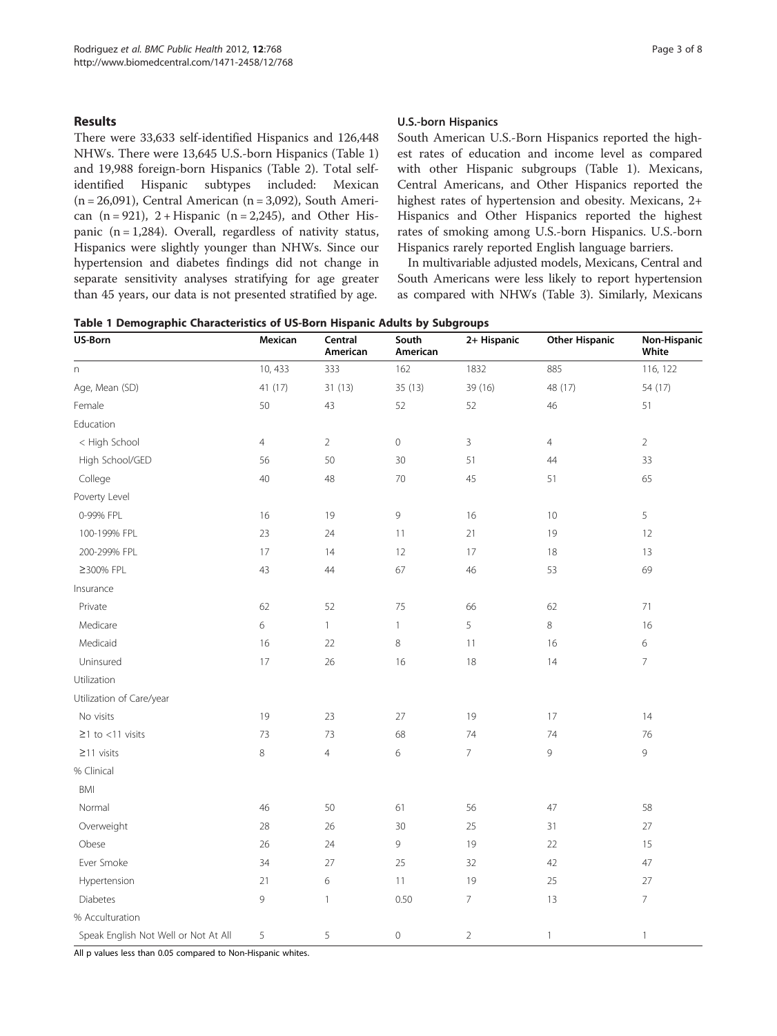## Results

There were 33,633 self-identified Hispanics and 126,448 NHWs. There were 13,645 U.S.-born Hispanics (Table 1) and 19,988 foreign-born Hispanics (Table 2). Total self-identified Hispanic subtypes included: Mexican (n = 26,091), Central American (n = 3,092), South American (n = 921), 2 + Hispanic (n = 2,245), and Other Hispanic (n = 1,284). Overall, regardless of nativity status, Hispanics were slightly younger than NHWs. Since our hypertension and diabetes findings did not change in separate sensitivity analyses stratifying for age greater than 45 years, our data is not presented stratified by age.

### U.S.-born Hispanics

South American U.S.-Born Hispanics reported the highest rates of education and income level as compared with other Hispanic subgroups (Table 1). Mexicans, Central Americans, and Other Hispanics reported the highest rates of hypertension and obesity. Mexicans, 2+ Hispanics and Other Hispanics reported the highest rates of smoking among U.S.-born Hispanics. U.S.-born Hispanics rarely reported English language barriers.

In multivariable adjusted models, Mexicans, Central and South Americans were less likely to report hypertension as compared with NHWs (Table 3). Similarly, Mexicans

**Table 1 Demographic Characteristics of US-Born Hispanic Adults by Subgroups**

| US-Born | Mexican | Central American | South American | 2+ Hispanic | Other Hispanic | Non-Hispanic White |
|---|---|---|---|---|---|---|
| n | 10, 433 | 333 | 162 | 1832 | 885 | 116, 122 |
| Age, Mean (SD) | 41 (17) | 31 (13) | 35 (13) | 39 (16) | 48 (17) | 54 (17) |
| Female | 50 | 43 | 52 | 52 | 46 | 51 |
| Education | | | | | | |
| < High School | 4 | 2 | 0 | 3 | 4 | 2 |
| High School/GED | 56 | 50 | 30 | 51 | 44 | 33 |
| College | 40 | 48 | 70 | 45 | 51 | 65 |
| Poverty Level | | | | | | |
| 0-99% FPL | 16 | 19 | 9 | 16 | 10 | 5 |
| 100-199% FPL | 23 | 24 | 11 | 21 | 19 | 12 |
| 200-299% FPL | 17 | 14 | 12 | 17 | 18 | 13 |
| ≥300% FPL | 43 | 44 | 67 | 46 | 53 | 69 |
| Insurance | | | | | | |
| Private | 62 | 52 | 75 | 66 | 62 | 71 |
| Medicare | 6 | 1 | 1 | 5 | 8 | 16 |
| Medicaid | 16 | 22 | 8 | 11 | 16 | 6 |
| Uninsured | 17 | 26 | 16 | 18 | 14 | 7 |
| Utilization | | | | | | |
| Utilization of Care/year | | | | | | |
| No visits | 19 | 23 | 27 | 19 | 17 | 14 |
| ≥1 to <11 visits | 73 | 73 | 68 | 74 | 74 | 76 |
| ≥11 visits | 8 | 4 | 6 | 7 | 9 | 9 |
| % Clinical | | | | | | |
| BMI | | | | | | |
| Normal | 46 | 50 | 61 | 56 | 47 | 58 |
| Overweight | 28 | 26 | 30 | 25 | 31 | 27 |
| Obese | 26 | 24 | 9 | 19 | 22 | 15 |
| Ever Smoke | 34 | 27 | 25 | 32 | 42 | 47 |
| Hypertension | 21 | 6 | 11 | 19 | 25 | 27 |
| Diabetes | 9 | 1 | 0.50 | 7 | 13 | 7 |
| % Acculturation | | | | | | |
| Speak English Not Well or Not At All | 5 | 5 | 0 | 2 | 1 | 1 |

All p values less than 0.05 compared to Non-Hispanic whites.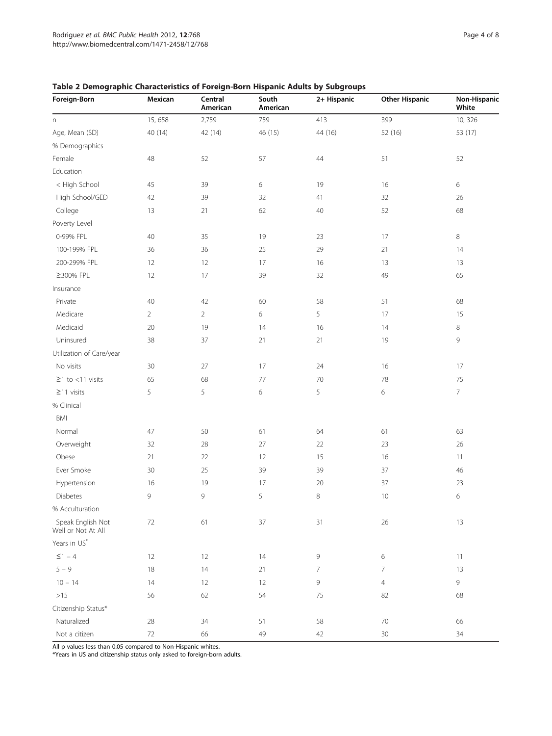**Table 2 Demographic Characteristics of Foreign-Born Hispanic Adults by Subgroups**

| Foreign-Born | Mexican | Central American | South American | 2+ Hispanic | Other Hispanic | Non-Hispanic White |
|---|---|---|---|---|---|---|
| n | 15, 658 | 2,759 | 759 | 413 | 399 | 10, 326 |
| Age, Mean (SD) | 40 (14) | 42 (14) | 46 (15) | 44 (16) | 52 (16) | 53 (17) |
| % Demographics | | | | | | |
| Female | 48 | 52 | 57 | 44 | 51 | 52 |
| Education | | | | | | |
| < High School | 45 | 39 | 6 | 19 | 16 | 6 |
| High School/GED | 42 | 39 | 32 | 41 | 32 | 26 |
| College | 13 | 21 | 62 | 40 | 52 | 68 |
| Poverty Level | | | | | | |
| 0-99% FPL | 40 | 35 | 19 | 23 | 17 | 8 |
| 100-199% FPL | 36 | 36 | 25 | 29 | 21 | 14 |
| 200-299% FPL | 12 | 12 | 17 | 16 | 13 | 13 |
| ≥300% FPL | 12 | 17 | 39 | 32 | 49 | 65 |
| Insurance | | | | | | |
| Private | 40 | 42 | 60 | 58 | 51 | 68 |
| Medicare | 2 | 2 | 6 | 5 | 17 | 15 |
| Medicaid | 20 | 19 | 14 | 16 | 14 | 8 |
| Uninsured | 38 | 37 | 21 | 21 | 19 | 9 |
| Utilization of Care/year | | | | | | |
| No visits | 30 | 27 | 17 | 24 | 16 | 17 |
| ≥1 to <11 visits | 65 | 68 | 77 | 70 | 78 | 75 |
| ≥11 visits | 5 | 5 | 6 | 5 | 6 | 7 |
| % Clinical | | | | | | |
| BMI | | | | | | |
| Normal | 47 | 50 | 61 | 64 | 61 | 63 |
| Overweight | 32 | 28 | 27 | 22 | 23 | 26 |
| Obese | 21 | 22 | 12 | 15 | 16 | 11 |
| Ever Smoke | 30 | 25 | 39 | 39 | 37 | 46 |
| Hypertension | 16 | 19 | 17 | 20 | 37 | 23 |
| Diabetes | 9 | 9 | 5 | 8 | 10 | 6 |
| % Acculturation | | | | | | |
| Speak English Not Well or Not At All | 72 | 61 | 37 | 31 | 26 | 13 |
| Years in US* | | | | | | |
| ≤1 – 4 | 12 | 12 | 14 | 9 | 6 | 11 |
| 5 – 9 | 18 | 14 | 21 | 7 | 7 | 13 |
| 10 – 14 | 14 | 12 | 12 | 9 | 4 | 9 |
| >15 | 56 | 62 | 54 | 75 | 82 | 68 |
| Citizenship Status* | | | | | | |
| Naturalized | 28 | 34 | 51 | 58 | 70 | 66 |
| Not a citizen | 72 | 66 | 49 | 42 | 30 | 34 |

All p values less than 0.05 compared to Non-Hispanic whites.

*Years in US and citizenship status only asked to foreign-born adults.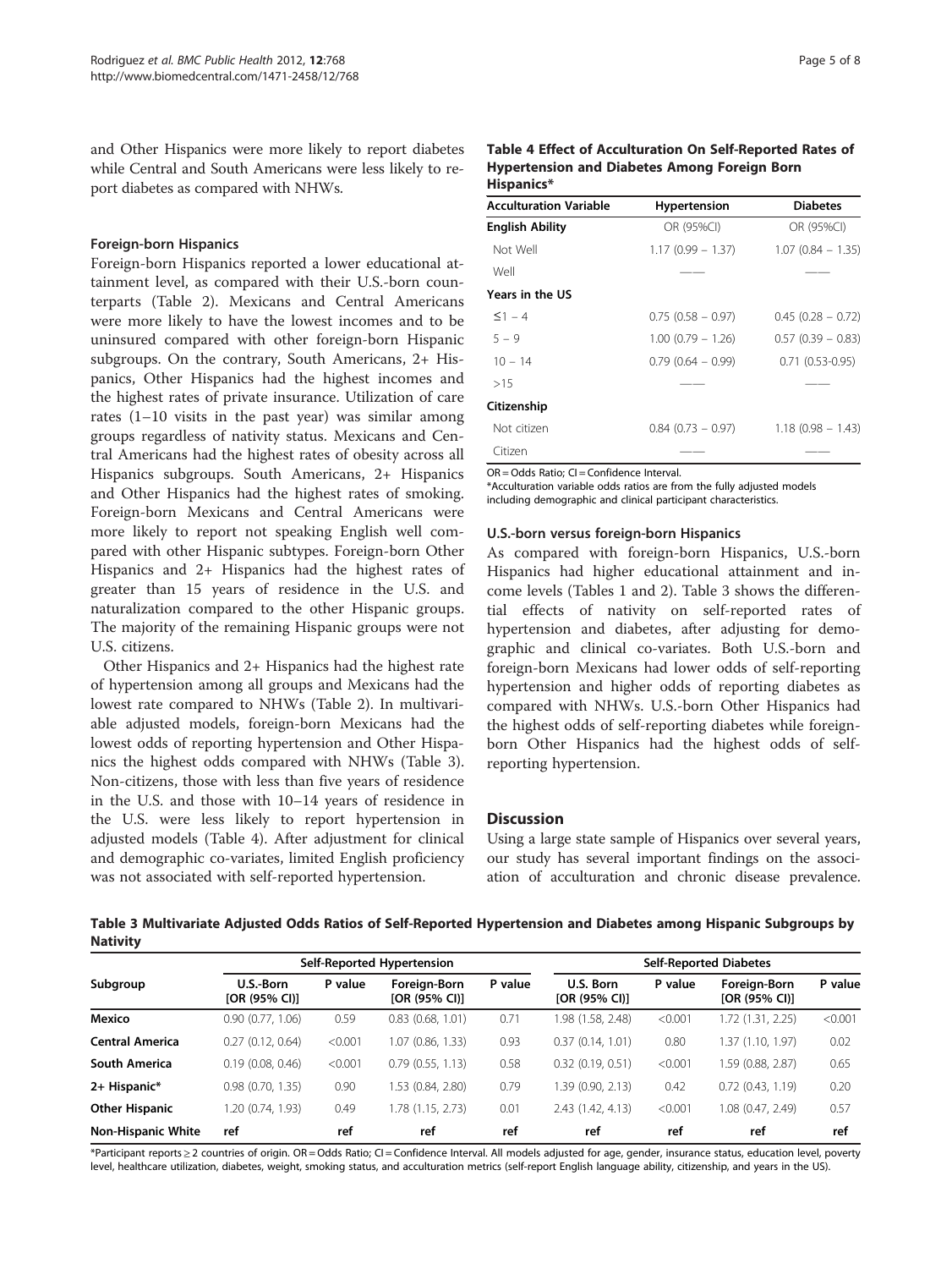and Other Hispanics were more likely to report diabetes while Central and South Americans were less likely to report diabetes as compared with NHWs.

### Foreign-born Hispanics

Foreign-born Hispanics reported a lower educational attainment level, as compared with their U.S.-born counterparts (Table 2). Mexicans and Central Americans were more likely to have the lowest incomes and to be uninsured compared with other foreign-born Hispanic subgroups. On the contrary, South Americans, 2+ Hispanics, Other Hispanics had the highest incomes and the highest rates of private insurance. Utilization of care rates (1–10 visits in the past year) was similar among groups regardless of nativity status. Mexicans and Central Americans had the highest rates of obesity across all Hispanics subgroups. South Americans, 2+ Hispanics and Other Hispanics had the highest rates of smoking. Foreign-born Mexicans and Central Americans were more likely to report not speaking English well compared with other Hispanic subtypes. Foreign-born Other Hispanics and 2+ Hispanics had the highest rates of greater than 15 years of residence in the U.S. and naturalization compared to the other Hispanic groups. The majority of the remaining Hispanic groups were not U.S. citizens.

Other Hispanics and 2+ Hispanics had the highest rate of hypertension among all groups and Mexicans had the lowest rate compared to NHWs (Table 2). In multivariable adjusted models, foreign-born Mexicans had the lowest odds of reporting hypertension and Other Hispanics the highest odds compared with NHWs (Table 3). Non-citizens, those with less than five years of residence in the U.S. and those with 10–14 years of residence in the U.S. were less likely to report hypertension in adjusted models (Table 4). After adjustment for clinical and demographic co-variates, limited English proficiency was not associated with self-reported hypertension.

**Table 4 Effect of Acculturation On Self-Reported Rates of Hypertension and Diabetes Among Foreign Born Hispanics***

| Acculturation Variable | Hypertension | Diabetes |
|---|---|---|
| **English Ability** | OR (95%CI) | OR (95%CI) |
| Not Well | 1.17 (0.99 – 1.37) | 1.07 (0.84 – 1.35) |
| Well | —— | —— |
| **Years in the US** | | |
| ≤1 – 4 | 0.75 (0.58 – 0.97) | 0.45 (0.28 – 0.72) |
| 5 – 9 | 1.00 (0.79 – 1.26) | 0.57 (0.39 – 0.83) |
| 10 – 14 | 0.79 (0.64 – 0.99) | 0.71 (0.53-0.95) |
| >15 | —— | —— |
| **Citizenship** | | |
| Not citizen | 0.84 (0.73 – 0.97) | 1.18 (0.98 – 1.43) |
| Citizen | —— | —— |

OR = Odds Ratio; CI = Confidence Interval.
*Acculturation variable odds ratios are from the fully adjusted models including demographic and clinical participant characteristics.

### U.S.-born versus foreign-born Hispanics

As compared with foreign-born Hispanics, U.S.-born Hispanics had higher educational attainment and income levels (Tables 1 and 2). Table 3 shows the differential effects of nativity on self-reported rates of hypertension and diabetes, after adjusting for demographic and clinical co-variates. Both U.S.-born and foreign-born Mexicans had lower odds of self-reporting hypertension and higher odds of reporting diabetes as compared with NHWs. U.S.-born Other Hispanics had the highest odds of self-reporting diabetes while foreign-born Other Hispanics had the highest odds of self-reporting hypertension.

## Discussion

Using a large state sample of Hispanics over several years, our study has several important findings on the association of acculturation and chronic disease prevalence.

**Table 3 Multivariate Adjusted Odds Ratios of Self-Reported Hypertension and Diabetes among Hispanic Subgroups by Nativity**

| Subgroup | Self-Reported Hypertension | | | | Self-Reported Diabetes | | | |
|---|---|---|---|---|---|---|---|---|
| | U.S.-Born [OR (95% CI)] | P value | Foreign-Born [OR (95% CI)] | P value | U.S. Born [OR (95% CI)] | P value | Foreign-Born [OR (95% CI)] | P value |
| **Mexico** | 0.90 (0.77, 1.06) | 0.59 | 0.83 (0.68, 1.01) | 0.71 | 1.98 (1.58, 2.48) | <0.001 | 1.72 (1.31, 2.25) | <0.001 |
| **Central America** | 0.27 (0.12, 0.64) | <0.001 | 1.07 (0.86, 1.33) | 0.93 | 0.37 (0.14, 1.01) | 0.80 | 1.37 (1.10, 1.97) | 0.02 |
| **South America** | 0.19 (0.08, 0.46) | <0.001 | 0.79 (0.55, 1.13) | 0.58 | 0.32 (0.19, 0.51) | <0.001 | 1.59 (0.88, 2.87) | 0.65 |
| **2+ Hispanic*** | 0.98 (0.70, 1.35) | 0.90 | 1.53 (0.84, 2.80) | 0.79 | 1.39 (0.90, 2.13) | 0.42 | 0.72 (0.43, 1.19) | 0.20 |
| **Other Hispanic** | 1.20 (0.74, 1.93) | 0.49 | 1.78 (1.15, 2.73) | 0.01 | 2.43 (1.42, 4.13) | <0.001 | 1.08 (0.47, 2.49) | 0.57 |
| **Non-Hispanic White** | ref | ref | ref | ref | ref | ref | ref | ref |

*Participant reports ≥ 2 countries of origin. OR = Odds Ratio; CI = Confidence Interval. All models adjusted for age, gender, insurance status, education level, poverty level, healthcare utilization, diabetes, weight, smoking status, and acculturation metrics (self-report English language ability, citizenship, and years in the US).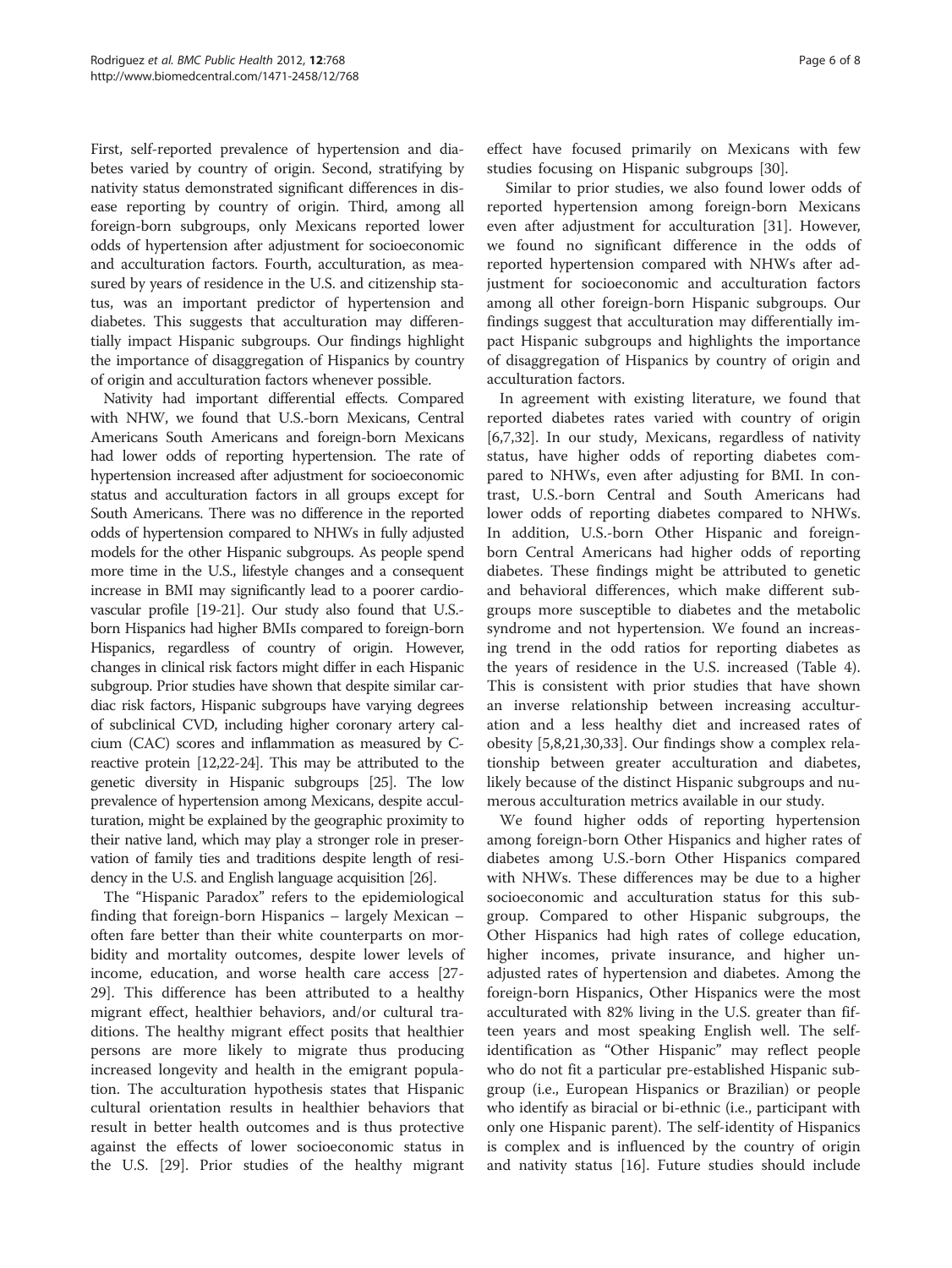First, self-reported prevalence of hypertension and diabetes varied by country of origin. Second, stratifying by nativity status demonstrated significant differences in disease reporting by country of origin. Third, among all foreign-born subgroups, only Mexicans reported lower odds of hypertension after adjustment for socioeconomic and acculturation factors. Fourth, acculturation, as measured by years of residence in the U.S. and citizenship status, was an important predictor of hypertension and diabetes. This suggests that acculturation may differentially impact Hispanic subgroups. Our findings highlight the importance of disaggregation of Hispanics by country of origin and acculturation factors whenever possible.

Nativity had important differential effects. Compared with NHW, we found that U.S.-born Mexicans, Central Americans South Americans and foreign-born Mexicans had lower odds of reporting hypertension. The rate of hypertension increased after adjustment for socioeconomic status and acculturation factors in all groups except for South Americans. There was no difference in the reported odds of hypertension compared to NHWs in fully adjusted models for the other Hispanic subgroups. As people spend more time in the U.S., lifestyle changes and a consequent increase in BMI may significantly lead to a poorer cardiovascular profile [19-21]. Our study also found that U.S.-born Hispanics had higher BMIs compared to foreign-born Hispanics, regardless of country of origin. However, changes in clinical risk factors might differ in each Hispanic subgroup. Prior studies have shown that despite similar cardiac risk factors, Hispanic subgroups have varying degrees of subclinical CVD, including higher coronary artery calcium (CAC) scores and inflammation as measured by C-reactive protein [12,22-24]. This may be attributed to the genetic diversity in Hispanic subgroups [25]. The low prevalence of hypertension among Mexicans, despite acculturation, might be explained by the geographic proximity to their native land, which may play a stronger role in preservation of family ties and traditions despite length of residency in the U.S. and English language acquisition [26].

The "Hispanic Paradox" refers to the epidemiological finding that foreign-born Hispanics – largely Mexican – often fare better than their white counterparts on morbidity and mortality outcomes, despite lower levels of income, education, and worse health care access [27-29]. This difference has been attributed to a healthy migrant effect, healthier behaviors, and/or cultural traditions. The healthy migrant effect posits that healthier persons are more likely to migrate thus producing increased longevity and health in the emigrant population. The acculturation hypothesis states that Hispanic cultural orientation results in healthier behaviors that result in better health outcomes and is thus protective against the effects of lower socioeconomic status in the U.S. [29]. Prior studies of the healthy migrant effect have focused primarily on Mexicans with few studies focusing on Hispanic subgroups [30].

Similar to prior studies, we also found lower odds of reported hypertension among foreign-born Mexicans even after adjustment for acculturation [31]. However, we found no significant difference in the odds of reported hypertension compared with NHWs after adjustment for socioeconomic and acculturation factors among all other foreign-born Hispanic subgroups. Our findings suggest that acculturation may differentially impact Hispanic subgroups and highlights the importance of disaggregation of Hispanics by country of origin and acculturation factors.

In agreement with existing literature, we found that reported diabetes rates varied with country of origin [6,7,32]. In our study, Mexicans, regardless of nativity status, have higher odds of reporting diabetes compared to NHWs, even after adjusting for BMI. In contrast, U.S.-born Central and South Americans had lower odds of reporting diabetes compared to NHWs. In addition, U.S.-born Other Hispanic and foreign-born Central Americans had higher odds of reporting diabetes. These findings might be attributed to genetic and behavioral differences, which make different subgroups more susceptible to diabetes and the metabolic syndrome and not hypertension. We found an increasing trend in the odd ratios for reporting diabetes as the years of residence in the U.S. increased (Table 4). This is consistent with prior studies that have shown an inverse relationship between increasing acculturation and a less healthy diet and increased rates of obesity [5,8,21,30,33]. Our findings show a complex relationship between greater acculturation and diabetes, likely because of the distinct Hispanic subgroups and numerous acculturation metrics available in our study.

We found higher odds of reporting hypertension among foreign-born Other Hispanics and higher rates of diabetes among U.S.-born Other Hispanics compared with NHWs. These differences may be due to a higher socioeconomic and acculturation status for this subgroup. Compared to other Hispanic subgroups, the Other Hispanics had high rates of college education, higher incomes, private insurance, and higher unadjusted rates of hypertension and diabetes. Among the foreign-born Hispanics, Other Hispanics were the most acculturated with 82% living in the U.S. greater than fifteen years and most speaking English well. The self-identification as "Other Hispanic" may reflect people who do not fit a particular pre-established Hispanic subgroup (i.e., European Hispanics or Brazilian) or people who identify as biracial or bi-ethnic (i.e., participant with only one Hispanic parent). The self-identity of Hispanics is complex and is influenced by the country of origin and nativity status [16]. Future studies should include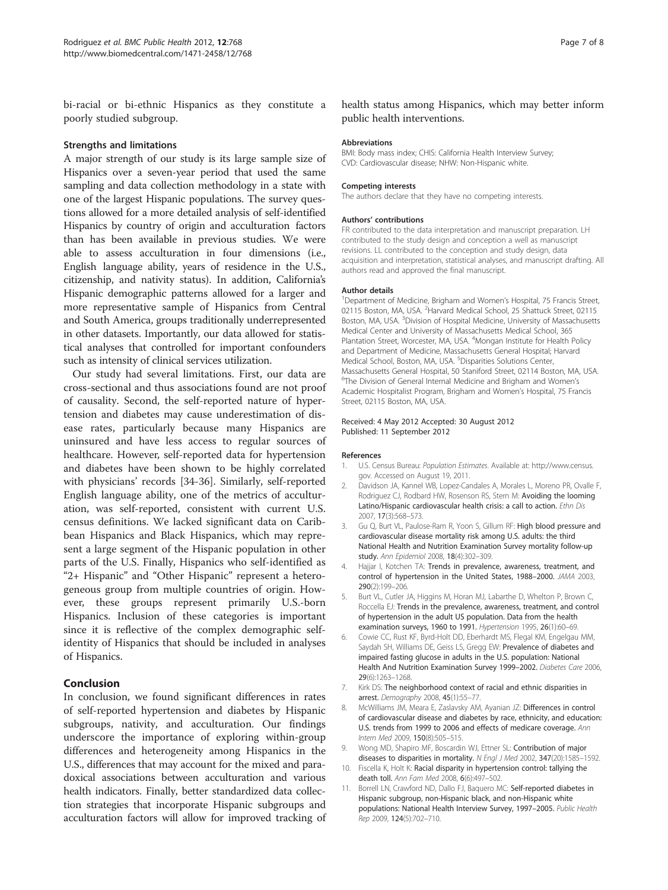bi-racial or bi-ethnic Hispanics as they constitute a poorly studied subgroup.

### Strengths and limitations

A major strength of our study is its large sample size of Hispanics over a seven-year period that used the same sampling and data collection methodology in a state with one of the largest Hispanic populations. The survey questions allowed for a more detailed analysis of self-identified Hispanics by country of origin and acculturation factors than has been available in previous studies. We were able to assess acculturation in four dimensions (i.e., English language ability, years of residence in the U.S., citizenship, and nativity status). In addition, California's Hispanic demographic patterns allowed for a larger and more representative sample of Hispanics from Central and South America, groups traditionally underrepresented in other datasets. Importantly, our data allowed for statistical analyses that controlled for important confounders such as intensity of clinical services utilization.

Our study had several limitations. First, our data are cross-sectional and thus associations found are not proof of causality. Second, the self-reported nature of hypertension and diabetes may cause underestimation of disease rates, particularly because many Hispanics are uninsured and have less access to regular sources of healthcare. However, self-reported data for hypertension and diabetes have been shown to be highly correlated with physicians' records [34-36]. Similarly, self-reported English language ability, one of the metrics of acculturation, was self-reported, consistent with current U.S. census definitions. We lacked significant data on Caribbean Hispanics and Black Hispanics, which may represent a large segment of the Hispanic population in other parts of the U.S. Finally, Hispanics who self-identified as "2+ Hispanic" and "Other Hispanic" represent a heterogeneous group from multiple countries of origin. However, these groups represent primarily U.S.-born Hispanics. Inclusion of these categories is important since it is reflective of the complex demographic self-identity of Hispanics that should be included in analyses of Hispanics.

## Conclusion

In conclusion, we found significant differences in rates of self-reported hypertension and diabetes by Hispanic subgroups, nativity, and acculturation. Our findings underscore the importance of exploring within-group differences and heterogeneity among Hispanics in the U.S., differences that may account for the mixed and paradoxical associations between acculturation and various health indicators. Finally, better standardized data collection strategies that incorporate Hispanic subgroups and acculturation factors will allow for improved tracking of health status among Hispanics, which may better inform public health interventions.

#### Abbreviations

BMI: Body mass index; CHIS: California Health Interview Survey; CVD: Cardiovascular disease; NHW: Non-Hispanic white.

#### Competing interests

The authors declare that they have no competing interests.

#### Authors' contributions

FR contributed to the data interpretation and manuscript preparation. LH contributed to the study design and conception a well as manuscript revisions. LL contributed to the conception and study design, data acquisition and interpretation, statistical analyses, and manuscript drafting. All authors read and approved the final manuscript.

#### Author details

[1]Department of Medicine, Brigham and Women's Hospital, 75 Francis Street, 02115 Boston, MA, USA. [2]Harvard Medical School, 25 Shattuck Street, 02115 Boston, MA, USA. [3]Division of Hospital Medicine, University of Massachusetts Medical Center and University of Massachusetts Medical School, 365 Plantation Street, Worcester, MA, USA. [4]Mongan Institute for Health Policy and Department of Medicine, Massachusetts General Hospital; Harvard Medical School, Boston, MA, USA. [5]Disparities Solutions Center, Massachusetts General Hospital, 50 Staniford Street, 02114 Boston, MA, USA. [6]The Division of General Internal Medicine and Brigham and Women's Academic Hospitalist Program, Brigham and Women's Hospital, 75 Francis Street, 02115 Boston, MA, USA.

Received: 4 May 2012 Accepted: 30 August 2012
Published: 11 September 2012

#### References

1. U.S. Census Bureau: *Population Estimates*. Available at: http://www.census.gov. Accessed on August 19, 2011.
2. Davidson JA, Kannel WB, Lopez-Candales A, Morales L, Moreno PR, Ovalle F, Rodriguez CJ, Rodbard HW, Rosenson RS, Stern M: **Avoiding the looming Latino/Hispanic cardiovascular health crisis: a call to action.** *Ethn Dis* 2007, **17**(3):568–573.
3. Gu Q, Burt VL, Paulose-Ram R, Yoon S, Gillum RF: **High blood pressure and cardiovascular disease mortality risk among U.S. adults: the third National Health and Nutrition Examination Survey mortality follow-up study.** *Ann Epidemiol* 2008, **18**(4):302–309.
4. Hajjar I, Kotchen TA: **Trends in prevalence, awareness, treatment, and control of hypertension in the United States, 1988–2000.** *JAMA* 2003, **290**(2):199–206.
5. Burt VL, Cutler JA, Higgins M, Horan MJ, Labarthe D, Whelton P, Brown C, Roccella EJ: **Trends in the prevalence, awareness, treatment, and control of hypertension in the adult US population. Data from the health examination surveys, 1960 to 1991.** *Hypertension* 1995, **26**(1):60–69.
6. Cowie CC, Rust KF, Byrd-Holt DD, Eberhardt MS, Flegal KM, Engelgau MM, Saydah SH, Williams DE, Geiss LS, Gregg EW: **Prevalence of diabetes and impaired fasting glucose in adults in the U.S. population: National Health And Nutrition Examination Survey 1999–2002.** *Diabetes Care* 2006, **29**(6):1263–1268.
7. Kirk DS: **The neighborhood context of racial and ethnic disparities in arrest.** *Demography* 2008, **45**(1):55–77.
8. McWilliams JM, Meara E, Zaslavsky AM, Ayanian JZ: **Differences in control of cardiovascular disease and diabetes by race, ethnicity, and education: U.S. trends from 1999 to 2006 and effects of medicare coverage.** *Ann Intern Med* 2009, **150**(8):505–515.
9. Wong MD, Shapiro MF, Boscardin WJ, Ettner SL: **Contribution of major diseases to disparities in mortality.** *N Engl J Med* 2002, **347**(20):1585–1592.
10. Fiscella K, Holt K: **Racial disparity in hypertension control: tallying the death toll.** *Ann Fam Med* 2008, **6**(6):497–502.
11. Borrell LN, Crawford ND, Dallo FJ, Baquero MC: **Self-reported diabetes in Hispanic subgroup, non-Hispanic black, and non-Hispanic white populations: National Health Interview Survey, 1997–2005.** *Public Health Rep* 2009, **124**(5):702–710.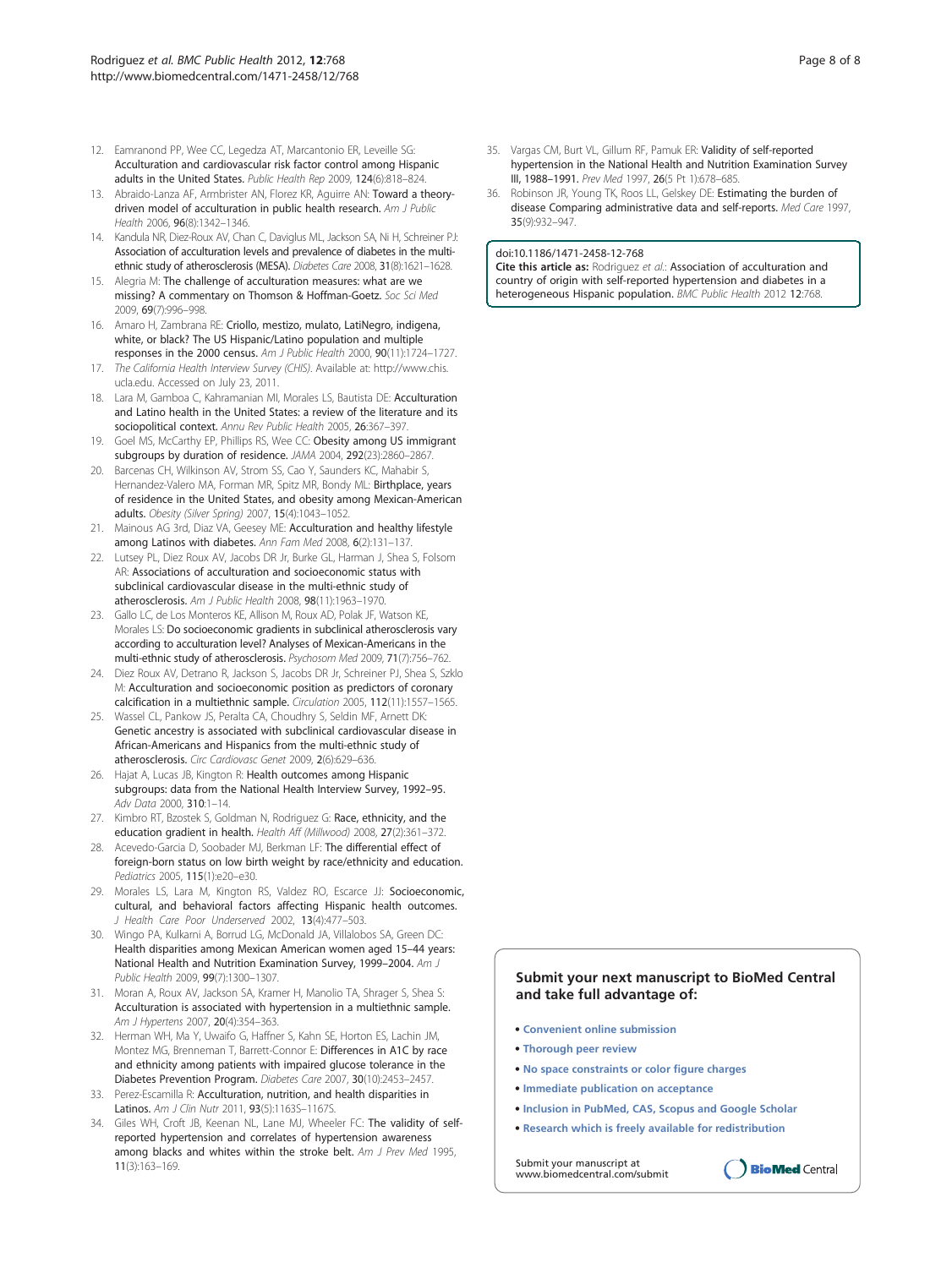12. Eamranond PP, Wee CC, Legedza AT, Marcantonio ER, Leveille SG: Acculturation and cardiovascular risk factor control among Hispanic adults in the United States. *Public Health Rep* 2009, **124**(6):818–824.
13. Abraido-Lanza AF, Armbrister AN, Florez KR, Aguirre AN: Toward a theory-driven model of acculturation in public health research. *Am J Public Health* 2006, **96**(8):1342–1346.
14. Kandula NR, Diez-Roux AV, Chan C, Daviglus ML, Jackson SA, Ni H, Schreiner PJ: Association of acculturation levels and prevalence of diabetes in the multi-ethnic study of atherosclerosis (MESA). *Diabetes Care* 2008, **31**(8):1621–1628.
15. Alegria M: The challenge of acculturation measures: what are we missing? A commentary on Thomson & Hoffman-Goetz. *Soc Sci Med* 2009, **69**(7):996–998.
16. Amaro H, Zambrana RE: Criollo, mestizo, mulato, LatiNegro, indigena, white, or black? The US Hispanic/Latino population and multiple responses in the 2000 census. *Am J Public Health* 2000, **90**(11):1724–1727.
17. *The California Health Interview Survey (CHIS)*. Available at: http://www.chis.ucla.edu. Accessed on July 23, 2011.
18. Lara M, Gamboa C, Kahramanian MI, Morales LS, Bautista DE: Acculturation and Latino health in the United States: a review of the literature and its sociopolitical context. *Annu Rev Public Health* 2005, **26**:367–397.
19. Goel MS, McCarthy EP, Phillips RS, Wee CC: Obesity among US immigrant subgroups by duration of residence. *JAMA* 2004, **292**(23):2860–2867.
20. Barcenas CH, Wilkinson AV, Strom SS, Cao Y, Saunders KC, Mahabir S, Hernandez-Valero MA, Forman MR, Spitz MR, Bondy ML: Birthplace, years of residence in the United States, and obesity among Mexican-American adults. *Obesity (Silver Spring)* 2007, **15**(4):1043–1052.
21. Mainous AG 3rd, Diaz VA, Geesey ME: Acculturation and healthy lifestyle among Latinos with diabetes. *Ann Fam Med* 2008, **6**(2):131–137.
22. Lutsey PL, Diez Roux AV, Jacobs DR Jr, Burke GL, Harman J, Shea S, Folsom AR: Associations of acculturation and socioeconomic status with subclinical cardiovascular disease in the multi-ethnic study of atherosclerosis. *Am J Public Health* 2008, **98**(11):1963–1970.
23. Gallo LC, de Los Monteros KE, Allison M, Roux AD, Polak JF, Watson KE, Morales LS: Do socioeconomic gradients in subclinical atherosclerosis vary according to acculturation level? Analyses of Mexican-Americans in the multi-ethnic study of atherosclerosis. *Psychosom Med* 2009, **71**(7):756–762.
24. Diez Roux AV, Detrano R, Jackson S, Jacobs DR Jr, Schreiner PJ, Shea S, Szklo M: Acculturation and socioeconomic position as predictors of coronary calcification in a multiethnic sample. *Circulation* 2005, **112**(11):1557–1565.
25. Wassel CL, Pankow JS, Peralta CA, Choudhry S, Seldin MF, Arnett DK: Genetic ancestry is associated with subclinical cardiovascular disease in African-Americans and Hispanics from the multi-ethnic study of atherosclerosis. *Circ Cardiovasc Genet* 2009, **2**(6):629–636.
26. Hajat A, Lucas JB, Kington R: Health outcomes among Hispanic subgroups: data from the National Health Interview Survey, 1992–95. *Adv Data* 2000, **310**:1–14.
27. Kimbro RT, Bzostek S, Goldman N, Rodriguez G: Race, ethnicity, and the education gradient in health. *Health Aff (Millwood)* 2008, **27**(2):361–372.
28. Acevedo-Garcia D, Soobader MJ, Berkman LF: The differential effect of foreign-born status on low birth weight by race/ethnicity and education. *Pediatrics* 2005, **115**(1):e20–e30.
29. Morales LS, Lara M, Kington RS, Valdez RO, Escarce JJ: Socioeconomic, cultural, and behavioral factors affecting Hispanic health outcomes. *J Health Care Poor Underserved* 2002, **13**(4):477–503.
30. Wingo PA, Kulkarni A, Borrud LG, McDonald JA, Villalobos SA, Green DC: Health disparities among Mexican American women aged 15–44 years: National Health and Nutrition Examination Survey, 1999–2004. *Am J Public Health* 2009, **99**(7):1300–1307.
31. Moran A, Roux AV, Jackson SA, Kramer H, Manolio TA, Shrager S, Shea S: Acculturation is associated with hypertension in a multiethnic sample. *Am J Hypertens* 2007, **20**(4):354–363.
32. Herman WH, Ma Y, Uwaifo G, Haffner S, Kahn SE, Horton ES, Lachin JM, Montez MG, Brenneman T, Barrett-Connor E: Differences in A1C by race and ethnicity among patients with impaired glucose tolerance in the Diabetes Prevention Program. *Diabetes Care* 2007, **30**(10):2453–2457.
33. Perez-Escamilla R: Acculturation, nutrition, and health disparities in Latinos. *Am J Clin Nutr* 2011, **93**(5):1163S–1167S.
34. Giles WH, Croft JB, Keenan NL, Lane MJ, Wheeler FC: The validity of self-reported hypertension and correlates of hypertension awareness among blacks and whites within the stroke belt. *Am J Prev Med* 1995, **11**(3):163–169.
35. Vargas CM, Burt VL, Gillum RF, Pamuk ER: Validity of self-reported hypertension in the National Health and Nutrition Examination Survey III, 1988–1991. *Prev Med* 1997, **26**(5 Pt 1):678–685.
36. Robinson JR, Young TK, Roos LL, Gelskey DE: Estimating the burden of disease Comparing administrative data and self-reports. *Med Care* 1997, **35**(9):932–947.

doi:10.1186/1471-2458-12-768

**Cite this article as:** Rodriguez *et al.*: Association of acculturation and country of origin with self-reported hypertension and diabetes in a heterogeneous Hispanic population. *BMC Public Health* 2012 **12**:768.

**Submit your next manuscript to BioMed Central and take full advantage of:**

- **Convenient online submission**
- **Thorough peer review**
- **No space constraints or color figure charges**
- **Immediate publication on acceptance**
- **Inclusion in PubMed, CAS, Scopus and Google Scholar**
- **Research which is freely available for redistribution**

Submit your manuscript at
www.biomedcentral.com/submit